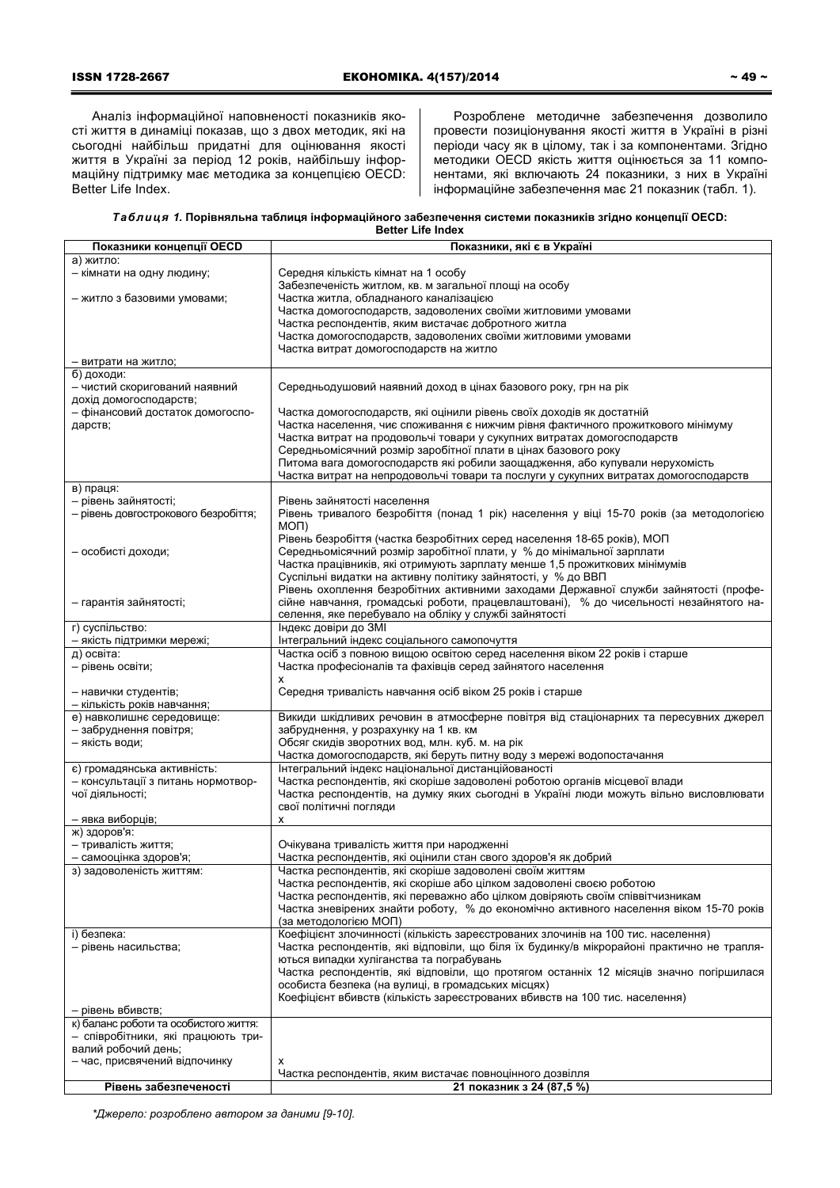Аналіз інформаційної наповненості показників якості життя в динаміці показав, що з двох методик, які на сьогодні найбільш придатні для оцінювання якості життя в Україні за період 12 років, найбільшу інформаційну підтримку має методика за концепцією OECD: Better Life Index.

Розроблене методичне забезпечення дозволило провести позиціонування якості життя в Україні в різні періоди часу як в цілому, так і за компонентами. Згідно методики OECD якість життя оцінюється за 11 компонентами, які включають 24 показники, з них в Україні інформаційне забезпечення має 21 показник (табл. 1).

***Таблиця 1.*** **Порівняльна таблиця інформаційного забезпечення системи показників згідно концепції OECD: Better Life Index**

| Показники концепції OECD | Показники, які є в Україні |
|---|---|
| а) житло: | |
| – кімнати на одну людину; | Середня кількість кімнат на 1 особу<br>Забезпеченість житлом, кв. м загальної площі на особу |
| – житло з базовими умовами; | Частка житла, обладнаного каналізацією<br>Частка домогосподарств, задоволених своїми житловими умовами<br>Частка респондентів, яким вистачає добротного житла<br>Частка домогосподарств, задоволених своїми житловими умовами<br>Частка витрат домогосподарств на житло |
| – витрати на житло; | |
| б) доходи: | |
| – чистий скоригований наявний дохід домогосподарств; | Середньодушовий наявний дохід в цінах базового року, грн на рік |
| – фінансовий достаток домогосподарств; | Частка домогосподарств, які оцінили рівень своїх доходів як достатній<br>Частка населення, чиє споживання є нижчим рівня фактичного прожиткового мінімуму<br>Частка витрат на продовольчі товари у сукупних витратах домогосподарств<br>Середньомісячний розмір заробітної плати в цінах базового року<br>Питома вага домогосподарств які робили заощадження, або купували нерухомість<br>Частка витрат на непродовольчі товари та послуги у сукупних витратах домогосподарств |
| в) праця: | |
| – рівень зайнятості; | Рівень зайнятості населення |
| – рівень довгострокового безробіття; | Рівень тривалого безробіття (понад 1 рік) населення у віці 15-70 років (за методологією МОП)<br>Рівень безробіття (частка безробітних серед населення 18-65 років), МОП |
| – особисті доходи; | Середньомісячний розмір заробітної плати, у % до мінімальної зарплати<br>Частка працівників, які отримують зарплату менше 1,5 прожиткових мінімумів<br>Суспільні видатки на активну політику зайнятості, у % до ВВП |
| – гарантія зайнятості; | Рівень охоплення безробітних активними заходами Державної служби зайнятості (професійне навчання, громадські роботи, працевлаштовані), % до чисельності незайнятого населення, яке перебувало на обліку у службі зайнятості |
| г) суспільство: | Індекс довіри до ЗМІ |
| – якість підтримки мережі; | Інтегральний індекс соціального самопочуття |
| д) освіта: | Частка осіб з повною вищою освітою серед населення віком 22 роки і старше |
| – рівень освіти; | Частка професіоналів та фахівців серед зайнятого населення |
| – навички студентів; | x |
| – кількість років навчання; | Середня тривалість навчання осіб віком 25 років і старше |
| е) навколишнє середовище: | Викиди шкідливих речовин в атмосферне повітря від стаціонарних та пересувних джерел забруднення, у розрахунку на 1 кв. км |
| – забруднення повітря; | |
| – якість води; | Обсяг скидів зворотних вод, млн. куб. м. на рік<br>Частка домогосподарств, які беруть питну воду з мережі водопостачання |
| є) громадянська активність: | Інтегральний індекс національної дистанційованості |
| – консультації з питань нормотворчої діяльності; | Частка респондентів, які скоріше задоволені роботою органів місцевої влади<br>Частка респондентів, на думку яких сьогодні в Україні люди можуть вільно висловлювати свої політичні погляди |
| – явка виборців; | x |
| ж) здоров'я: | |
| – тривалість життя; | Очікувана тривалість життя при народженні |
| – самооцінка здоров'я; | Частка респондентів, які оцінили стан свого здоров'я як добрий |
| з) задоволеність життям: | Частка респондентів, які скоріше задоволені своїм життям<br>Частка респондентів, які скоріше або цілком задоволені своєю роботою<br>Частка респондентів, які переважно або цілком довіряють своїм співвітчизникам<br>Частка зневірених знайти роботу, % до економічно активного населення віком 15-70 років (за методологією МОП) |
| і) безпека: | Коефіцієнт злочинності (кількість зареєстрованих злочинів на 100 тис. населення) |
| – рівень насильства; | Частка респондентів, які відповіли, що біля їх будинку/в мікрорайоні практично не трапляються випадки хуліганства та пограбувань<br>Частка респондентів, які відповіли, що протягом останніх 12 місяців значно погіршилася особиста безпека (на вулиці, в громадських місцях)<br>Коефіцієнт вбивств (кількість зареєстрованих вбивств на 100 тис. населення) |
| – рівень вбивств; | |
| к) баланс роботи та особистого життя: | |
| – співробітники, які працюють тривалий робочий день; | x |
| – час, присвячений відпочинку | Частка респондентів, яким вистачає повноцінного дозвілля |
| **Рівень забезпеченості** | **21 показник з 24 (87,5 %)** |

*\*Джерело: розроблено автором за даними [9-10].*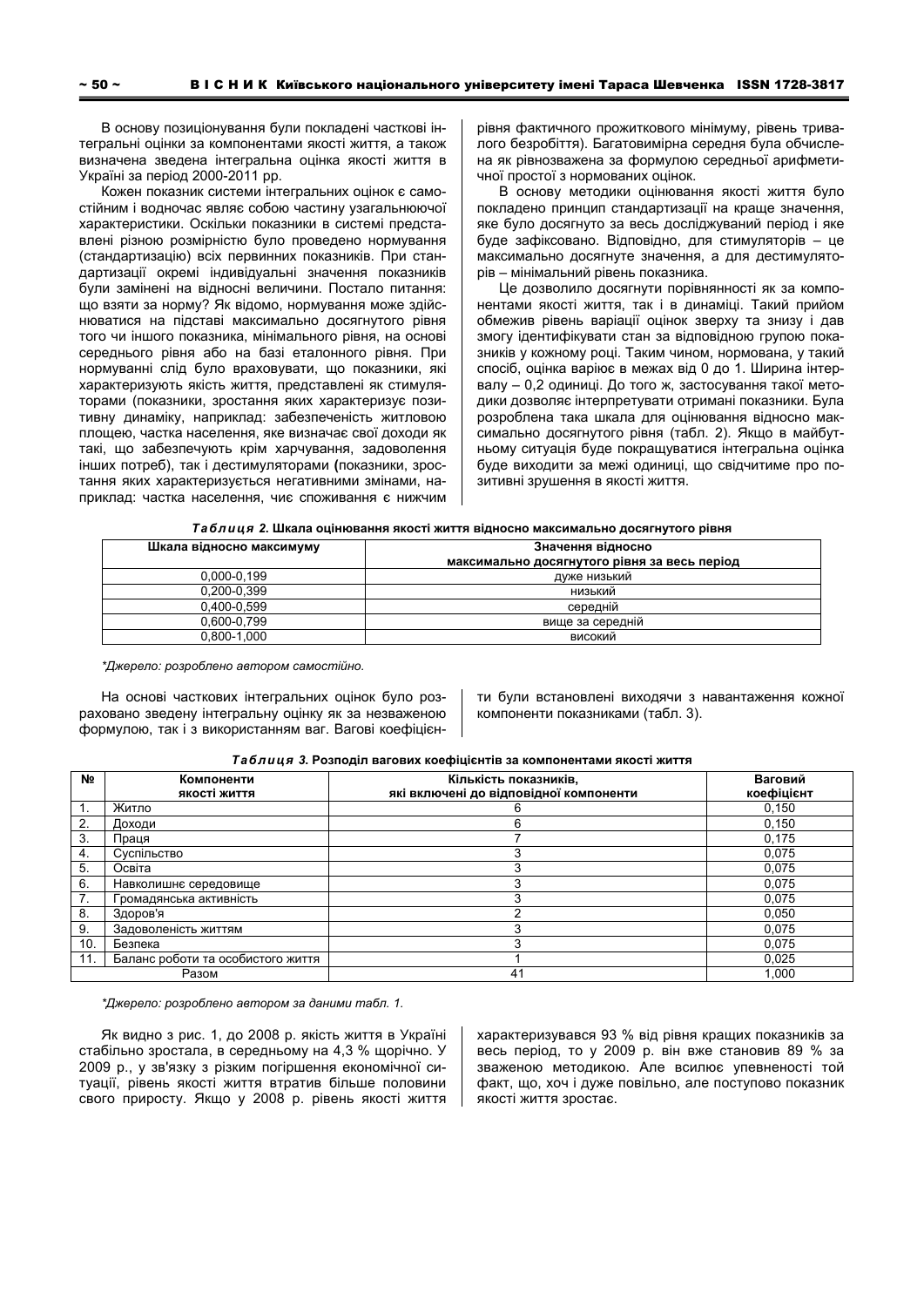В основу позиціонування були покладені часткові інтегральні оцінки за компонентами якості життя, а також визначена зведена інтегральна оцінка якості життя в Україні за період 2000-2011 рр.

Кожен показник системи інтегральних оцінок є самостійним і водночас являє собою частину узагальнюючої характеристики. Оскільки показники в системі представлені різною розмірністю було проведено нормування (стандартизацію) всіх первинних показників. При стандартизації окремі індивідуальні значення показників були замінені на відносні величини. Постало питання: що взяти за норму? Як відомо, нормування може здійснюватися на підставі максимально досягнутого рівня того чи іншого показника, мінімального рівня, на основі середнього рівня або на базі еталонного рівня. При нормуванні слід було враховувати, що показники, які характеризують якість життя, представлені як стимуляторами (показники, зростання яких характеризує позитивну динаміку, наприклад: забезпеченість житловою площею, частка населення, яке визначає свої доходи як такі, що забезпечують крім харчування, задоволення інших потреб), так і дестимуляторами (показники, зростання яких характеризується негативними змінами, наприклад: частка населення, чиє споживання є нижчим рівня фактичного прожиткового мінімуму, рівень тривалого безробіття). Багатовимірна середня була обчислена як рівнозважена за формулою середньої арифметичної простої з нормованих оцінок.

В основу методики оцінювання якості життя було покладено принцип стандартизації на краще значення, яке було досягнуто за весь досліджуваний період і яке буде зафіксовано. Відповідно, для стимуляторів – це максимально досягнуте значення, а для дестимуляторів – мінімальний рівень показника.

Це дозволило досягнути порівнянності як за компонентами якості життя, так і в динаміці. Такий прийом обмежив рівень варіації оцінок зверху та знизу і дав змогу ідентифікувати стан за відповідною групою показників у кожному році. Таким чином, нормована, у такий спосіб, оцінка варіює в межах від 0 до 1. Ширина інтервалу – 0,2 одиниці. До того ж, застосування такої методики дозволяє інтерпретувати отримані показники. Була розроблена така шкала для оцінювання відносно максимально досягнутого рівня (табл. 2). Якщо в майбутньому ситуація буде покращуватися інтегральна оцінка буде виходити за межі одиниці, що свідчитиме про позитивні зрушення в якості життя.

*Таблиця 2.* **Шкала оцінювання якості життя відносно максимально досягнутого рівня**

| Шкала відносно максимуму | Значення відносно максимально досягнутого рівня за весь період |
|---|---|
| 0,000-0,199 | дуже низький |
| 0,200-0,399 | низький |
| 0,400-0,599 | середній |
| 0,600-0,799 | вище за середній |
| 0,800-1,000 | високий |

*\*Джерело: розроблено автором самостійно.*

На основі часткових інтегральних оцінок було розраховано зведену інтегральну оцінку як за незваженою формулою, так і з використанням ваг. Вагові коефіцієнти були встановлені виходячи з навантаження кожної компоненти показниками (табл. 3).

*Таблиця 3.* **Розподіл вагових коефіцієнтів за компонентами якості життя**

| № | Компоненти якості життя | Кількість показників, які включені до відповідної компоненти | Ваговий коефіцієнт |
|---|---|---|---|
| 1. | Житло | 6 | 0,150 |
| 2. | Доходи | 6 | 0,150 |
| 3. | Праця | 7 | 0,175 |
| 4. | Суспільство | 3 | 0,075 |
| 5. | Освіта | 3 | 0,075 |
| 6. | Навколишнє середовище | 3 | 0,075 |
| 7. | Громадянська активність | 3 | 0,075 |
| 8. | Здоров'я | 2 | 0,050 |
| 9. | Задоволеність життям | 3 | 0,075 |
| 10. | Безпека | 3 | 0,075 |
| 11. | Баланс роботи та особистого життя | 1 | 0,025 |
| | Разом | 41 | 1,000 |

*\*Джерело: розроблено автором за даними табл. 1.*

Як видно з рис. 1, до 2008 р. якість життя в Україні стабільно зростала, в середньому на 4,3 % щорічно. У 2009 р., у зв'язку з різким погіршення економічної ситуації, рівень якості життя втратив більше половини свого приросту. Якщо у 2008 р. рівень якості життя характеризувався 93 % від рівня кращих показників за весь період, то у 2009 р. він вже становив 89 % за зваженою методикою. Але вселяє упевненості той факт, що, хоч і дуже повільно, але поступово показник якості життя зростає.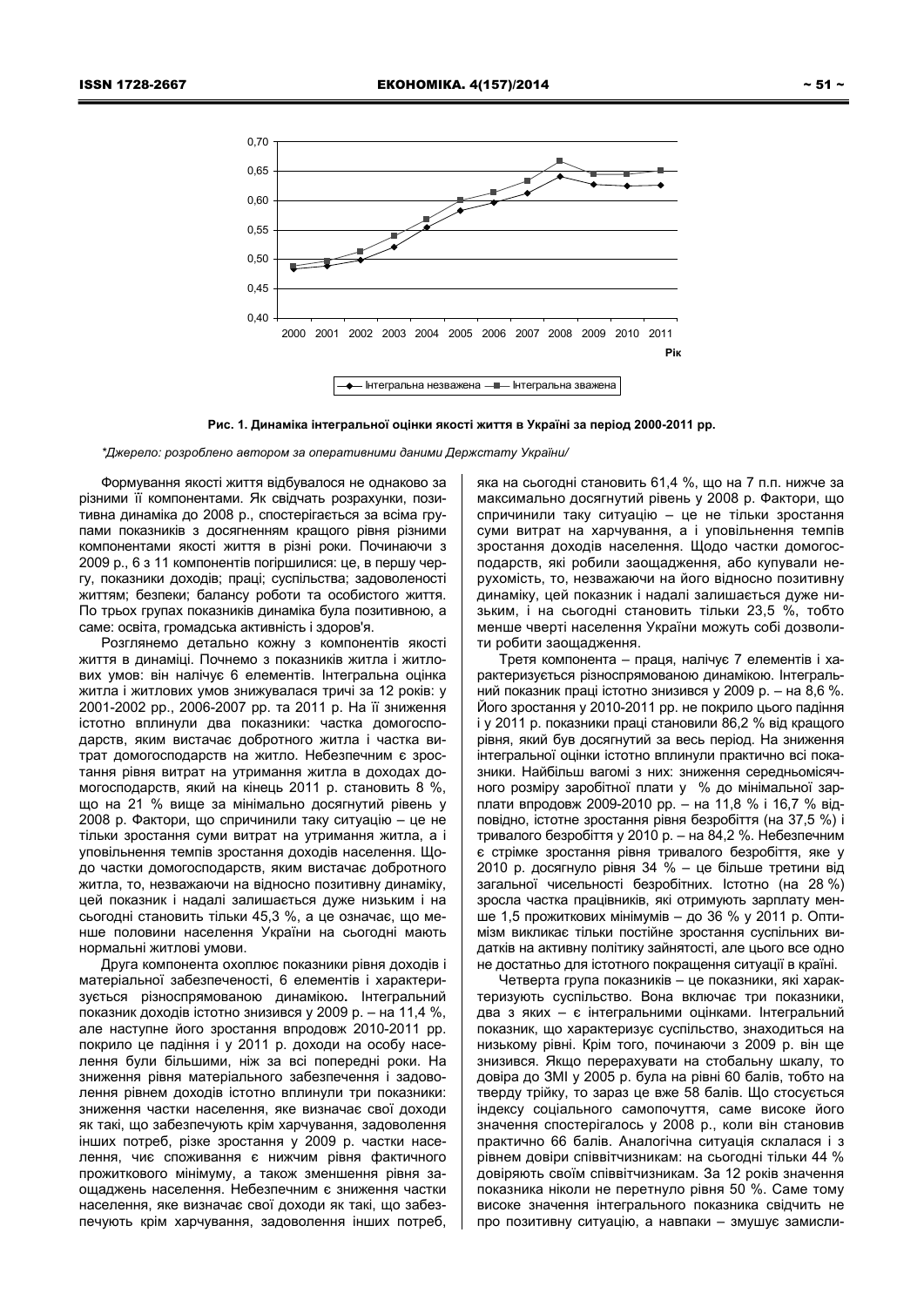**Рис. 1. Динаміка інтегральної оцінки якості життя в Україні за період 2000-2011 рр.**

*\*Джерело: розроблено автором за оперативними даними Держстату України/*

Формування якості життя відбувалося не однаково за різними її компонентами. Як свідчать розрахунки, позитивна динаміка до 2008 р., спостерігається за всіма групами показників з досягненням кращого рівня різними компонентами якості життя в різні роки. Починаючи з 2009 р., 6 з 11 компонентів погіршилися: це, в першу чергу, показники доходів; праці; суспільства; задоволеності життям; безпеки; балансу роботи та особистого життя. По трьох групах показників динаміка була позитивною, а саме: освіта, громадська активність і здоров'я.

Розглянемо детально кожну з компонентів якості життя в динаміці. Почнемо з показників житла і житлових умов: він налічує 6 елементів. Інтегральна оцінка житла і житлових умов знижувалася тричі за 12 років: у 2001-2002 рр., 2006-2007 рр. та 2011 р. На її зниження істотно вплинули два показники: частка домогосподарств, яким вистачає добротного житла і частка витрат домогосподарств на житло. Небезпечним є зростання рівня витрат на утримання житла в доходах домогосподарств, який на кінець 2011 р. становить 8 %, що на 21 % вище за мінімально досягнутий рівень у 2008 р. Фактори, що спричинили таку ситуацію – це не тільки зростання суми витрат на утримання житла, а і уповільнення темпів зростання доходів населення. Щодо частки домогосподарств, яким вистачає добротного житла, то, незважаючи на відносно позитивну динаміку, цей показник і надалі залишається дуже низьким і на сьогодні становить тільки 45,3 %, а це означає, що менше половини населення України на сьогодні мають нормальні житлові умови.

Друга компонента охоплює показники рівня доходів і матеріальної забезпеченості, 6 елементів і характеризується різноспрямованою динамікою**.** Інтегральний показник доходів істотно знизився у 2009 р. – на 11,4 %, але наступне його зростання впродовж 2010-2011 рр. покрило це падіння і у 2011 р. доходи на особу населення були більшими, ніж за всі попередні роки. На зниження рівня матеріального забезпечення і задоволення рівнем доходів істотно вплинули три показники: зниження частки населення, яке визначає свої доходи як такі, що забезпечують крім харчування, задоволення інших потреб, різке зростання у 2009 р. частки населення, чиє споживання є нижчим рівня фактичного прожиткового мінімуму, а також зменшення рівня заощаджень населення. Небезпечним є зниження частки населення, яке визначає свої доходи як такі, що забезпечують крім харчування, задоволення інших потреб, яка на сьогодні становить 61,4 %, що на 7 п.п. нижче за максимально досягнутий рівень у 2008 р. Фактори, що спричинили таку ситуацію – це не тільки зростання суми витрат на харчування, а і уповільнення темпів зростання доходів населення. Щодо частки домогосподарств, які робили заощадження, або купували нерухомість, то, незважаючи на його відносно позитивну динаміку, цей показник і надалі залишається дуже низьким, і на сьогодні становить тільки 23,5 %, тобто менше чверті населення України можуть собі дозволити робити заощадження.

Третя компонента – праця, налічує 7 елементів і характеризується різноспрямованою динамікою. Інтегральний показник праці істотно знизився у 2009 р. – на 8,6 %. Його зростання у 2010-2011 рр. не покрило цього падіння і у 2011 р. показники праці становили 86,2 % від кращого рівня, який був досягнутий за весь період. На зниження інтегральної оцінки істотно вплинули практично всі показники. Найбільш вагомі з них: зниження середньомісячного розміру заробітної плати у % до мінімальної зарплати впродовж 2009-2010 рр. – на 11,8 % і 16,7 % відповідно, істотне зростання рівня безробіття (на 37,5 %) і тривалого безробіття у 2010 р. – на 84,2 %. Небезпечним є стрімке зростання рівня тривалого безробіття, яке у 2010 р. досягнуло рівня 34 % – це більше третини від загальної чисельності безробітних. Істотно (на 28 %) зросла частка працівників, які отримують зарплату менше 1,5 прожиткових мінімумів – до 36 % у 2011 р. Оптимізм викликає тільки постійне зростання суспільних видатків на активну політику зайнятості, але цього все одно не достатньо для істотного покращення ситуації в країні.

Четверта група показників – це показники, які характеризують суспільство. Вона включає три показники, два з яких – є інтегральними оцінками. Інтегральний показник, що характеризує суспільство, знаходиться на низькому рівні. Крім того, починаючи з 2009 р. він ще знизився. Якщо перерахувати на стобальну шкалу, то довіра до ЗМІ у 2005 р. була на рівні 60 балів, тобто на тверду трійку, то зараз це вже 58 балів. Що стосується індексу соціального самопочуття, саме високе його значення спостерігалось у 2008 р., коли він становив практично 66 балів. Аналогічна ситуація склалася і з рівнем довіри співвітчизникам: на сьогодні тільки 44 % довіряють своїм співвітчизникам. За 12 років значення показника ніколи не перетнуло рівня 50 %. Саме тому високе значення інтегрального показника свідчить не про позитивну ситуацію, а навпаки – змушує замисли-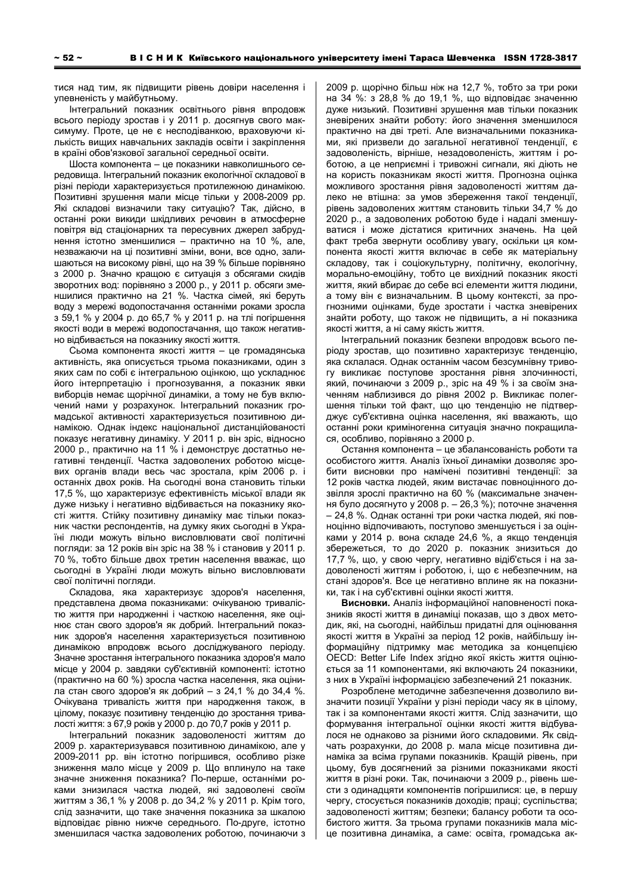тися над тим, як підвищити рівень довіри населення і упевненість у майбутньому.

Інтегральний показник освітнього рівня впродовж всього періоду зростав і у 2011 р. досягнув свого максимуму. Проте, це не є несподіванкою, враховуючи кількість вищих навчальних закладів освіти і закріплення в країні обов'язкової загальної середньої освіти.

Шоста компонента – це показники навколишнього середовища. Інтегральний показник екологічної складової в різні періоди характеризується протилежною динамікою. Позитивні зрушення мали місце тільки у 2008-2009 рр. Які складові визначили таку ситуацію? Так, дійсно, в останні роки викиди шкідливих речовин в атмосферне повітря від стаціонарних та пересувних джерел забруднення істотно зменшилися – практично на 10 %, але, незважаючи на ці позитивні зміни, вони, все одно, залишаються на високому рівні, що на 39 % більше порівняно з 2000 р. Значно кращою є ситуація з обсягами скидів зворотних вод: порівняно з 2000 р., у 2011 р. обсяги зменшилися практично на 21 %. Частка сімей, які беруть воду з мережі водопостачання останніми роками зросла з 59,1 % у 2004 р. до 65,7 % у 2011 р. на тлі погіршення якості води в мережі водопостачання, що також негативно відбивається на показнику якості життя.

Сьома компонента якості життя – це громадянська активність, яка описується трьома показниками, один з яких сам по собі є інтегральною оцінкою, що ускладнює його інтерпретацію і прогнозування, а показник явки виборців немає щорічної динаміки, а тому не був включений нами у розрахунок. Інтегральний показник громадської активності характеризується позитивною динамікою. Однак індекс національної дистанційованості показує негативну динаміку. У 2011 р. він зріс, відносно 2000 р., практично на 11 % і демонструє достатньо негативні тенденції. Частка задоволених роботою місцевих органів влади весь час зростала, крім 2006 р. і останніх двох років. На сьогодні вона становить тільки 17,5 %, що характеризує ефективність міської влади як дуже низьку і негативно відбивається на показнику якості життя. Стійку позитивну динаміку має тільки показник частки респондентів, на думку яких сьогодні в Україні люди можуть вільно висловлювати свої політичні погляди: за 12 років він зріс на 38 % і становив у 2011 р. 70 %, тобто більше двох третин населення вважає, що сьогодні в Україні люди можуть вільно висловлювати свої політичні погляди.

Складова, яка характеризує здоров'я населення, представлена двома показниками: очікуваною тривалістю життя при народженні і часткою населення, яке оцінює стан свого здоров'я як добрий. Інтегральний показник здоров'я населення характеризується позитивною динамікою впродовж всього досліджуваного періоду. Значне зростання інтегрального показника здоров'я мало місце у 2004 р. завдяки суб'єктивній компоненті: істотно (практично на 60 %) зросла частка населення, яка оцінила стан свого здоров'я як добрий – з 24,1 % до 34,4 %. Очікувана тривалість життя при народженні також, в цілому, показує позитивну тенденцію до зростання тривалості життя: з 67,9 років у 2000 р. до 70,7 років у 2011 р.

Інтегральний показник задоволеності життям до 2009 р. характеризувався позитивною динамікою, але у 2009-2011 рр. він істотно погіршився, особливо різке зниження мало місце у 2009 р. Що вплинуло на таке значне зниження показника? По-перше, останніми роками знизилася частка людей, які задоволені своїм життям з 36,1 % у 2008 р. до 34,2 % у 2011 р. Крім того, слід зазначити, що таке значення показника за шкалою відповідає рівню нижче середнього. По-друге, істотно зменшилася частка задоволених роботою, починаючи з 2009 р. щорічно більш ніж на 12,7 %, тобто за три роки на 34 %: з 28,8 % до 19,1 %, що відповідає значенню дуже низький. Позитивні зрушення мав тільки показник зневірених знайти роботу: його значення зменшилося практично на дві треті. Але визначальними показниками, які призвели до загальної негативної тенденції, є задоволеність, вірніше, незадоволеність, життям і роботою, а це неприємні і тривожні сигнали, які діють не на користь показникам якості життя. Прогнозна оцінка можливого зростання рівня задоволеності життям далеко не втішна: за умов збереження такої тенденції, рівень задоволених життям становить тільки 34,7 % до 2020 р., а задоволених роботою буде і надалі зменшуватися і може дістатися критичних значень. На цей факт треба звернути особливу увагу, оскільки ця компонента якості життя включає в себе як матеріальну складову, так і соціокультурну, політичну, екологічну, морально-емоційну, тобто це вихідний показник якості життя, який вбирає до себе всі елементи життя людини, а тому він є визначальним. В цьому контексті, за прогнозними оцінками, буде зростати і частка зневірених знайти роботу, що також не підвищить, а ні показника якості життя, а ні саму якість життя.

Інтегральний показник безпеки впродовж всього періоду зростав, що позитивно характеризує тенденцію, яка склалася. Однак останнім часом безсумнівну тривогу викликає поступове зростання рівня злочинності, який, починаючи з 2009 р., зріс на 49 % і за своїм значенням наблизився до рівня 2002 р. Викликає полегшення тільки той факт, що цю тенденцію не підтверджує суб'єктивна оцінка населення, які вважають, що останні роки криміногенна ситуація значно покращилася, особливо, порівняно з 2000 р.

Остання компонента – це збалансованість роботи та особистого життя. Аналіз їхньої динаміки дозволяє зробити висновки про намічені позитивні тенденції: за 12 років частка людей, яким вистачає повноцінного дозвілля зросли практично на 60 % (максимальне значення було досягнуто у 2008 р. – 26,3 %); поточне значення – 24,8 %. Однак останні три роки частка людей, які повноцінно відпочивають, поступово зменшується і за оцінками у 2014 р. вона складе 24,6 %, а якщо тенденція збережеться, то до 2020 р. показник знизиться до 17,7 %, що, у свою чергу, негативно відіб'ється і на задоволеності життям і роботою, і, що є небезпечним, на стані здоров'я. Все це негативно вплине як на показники, так і на суб'єктивні оцінки якості життя.

**Висновки.** Аналіз інформаційної наповненості показників якості життя в динаміці показав, що з двох методик, які, на сьогодні, найбільш придатні для оцінювання якості життя в Україні за період 12 років, найбільшу інформаційну підтримку має методика за концепцією OECD: Better Life Index згідно якої якість життя оцінюється за 11 компонентами, які включають 24 показники, з них в Україні інформацією забезпечений 21 показник.

Розроблене методичне забезпечення дозволило визначити позиції України у різні періоди часу як в цілому, так і за компонентами якості життя. Слід зазначити, що формування інтегральної оцінки якості життя відбувалося не однаково за різними його складовими. Як свідчать розрахунки, до 2008 р. мала місце позитивна динаміка за всіма групами показників. Кращій рівень, при цьому, був досягнений за різними показниками якості життя в різні роки. Так, починаючи з 2009 р., рівень шести з одинадцяти компонентів погіршився: це, в першу чергу, стосується показників доходів; праці; суспільства; задоволеності життям; безпеки; балансу роботи та особистого життя. За трьома групами показників мала місце позитивна динаміка, а саме: освіта, громадська ак-